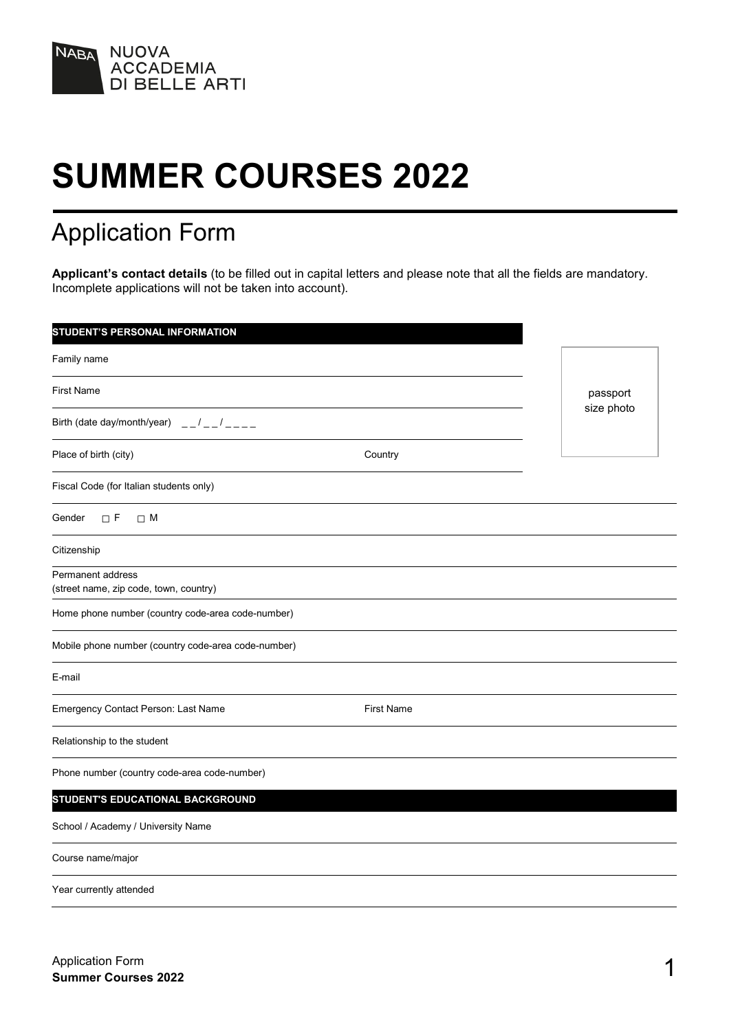NABA NUOVA ACCADEMIA DI BELLE ARTI

# SUMMER COURSES 2022

## Application Form

**Applicant's contact details** (to be filled out in capital letters and please note that all the fields are mandatory. Incomplete applications will not be taken into account).

**STUDENT'S PERSONAL INFORMATION**

Family name

First Name

passport size photo

Birth (date day/month/year) _ _ / _ _ / _ _ _ _

Place of birth (city) Country

Fiscal Code (for Italian students only)

Gender □ F □ M

Citizenship

Permanent address
(street name, zip code, town, country)

Home phone number (country code-area code-number)

Mobile phone number (country code-area code-number)

E-mail

Emergency Contact Person: Last Name First Name

Relationship to the student

Phone number (country code-area code-number)

**STUDENT'S EDUCATIONAL BACKGROUND**

School / Academy / University Name

Course name/major

Year currently attended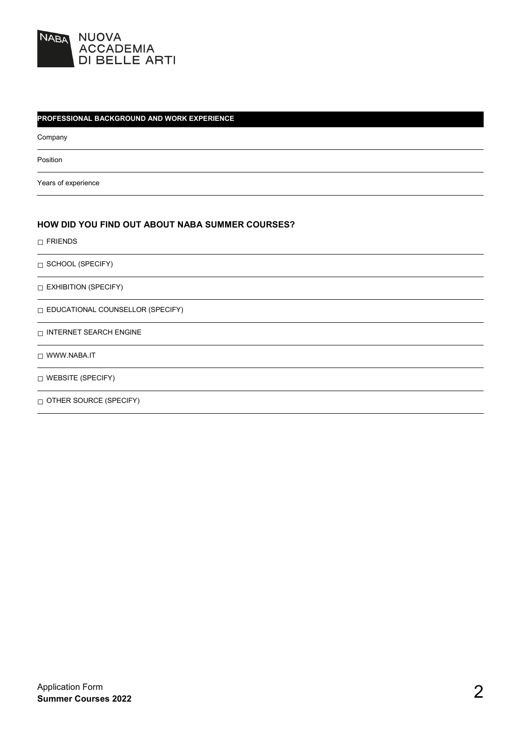## PROFESSIONAL BACKGROUND AND WORK EXPERIENCE

Company

Position

Years of experience

## HOW DID YOU FIND OUT ABOUT NABA SUMMER COURSES?

□ FRIENDS

□ SCHOOL (SPECIFY)

□ EXHIBITION (SPECIFY)

□ EDUCATIONAL COUNSELLOR (SPECIFY)

□ INTERNET SEARCH ENGINE

□ WWW.NABA.IT

□ WEBSITE (SPECIFY)

□ OTHER SOURCE (SPECIFY)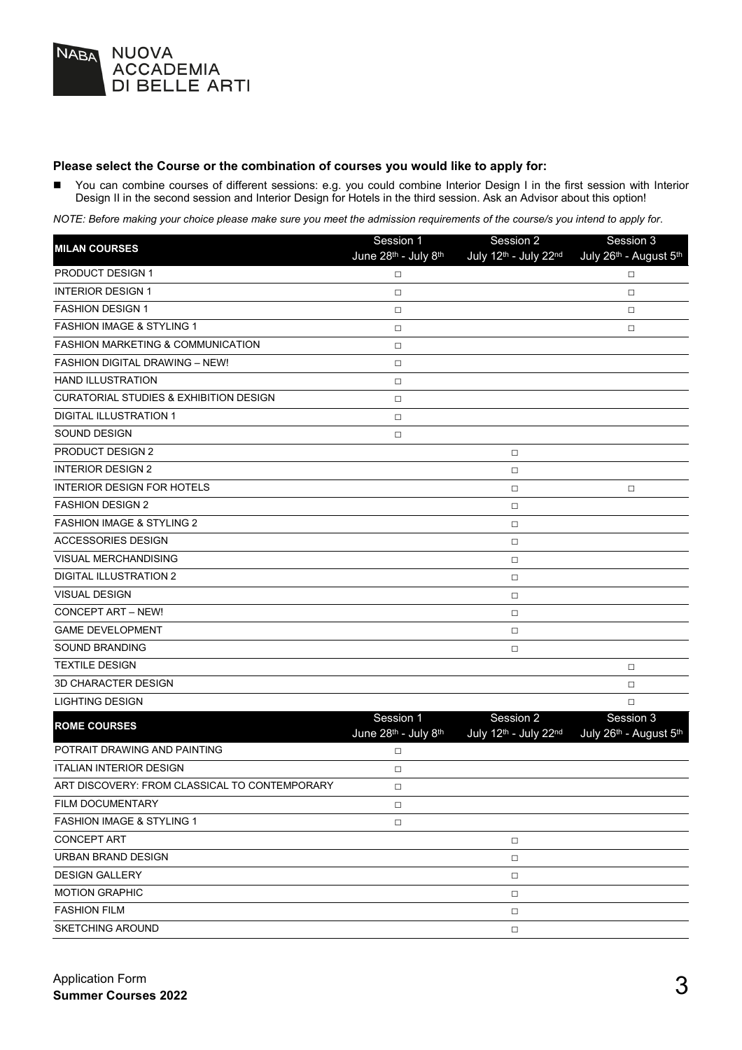**Please select the Course or the combination of courses you would like to apply for:**

- You can combine courses of different sessions: e.g. you could combine Interior Design I in the first session with Interior Design II in the second session and Interior Design for Hotels in the third session. Ask an Advisor about this option!

*NOTE: Before making your choice please make sure you meet the admission requirements of the course/s you intend to apply for.*

| **MILAN COURSES** | Session 1<br>June 28th - July 8th | Session 2<br>July 12th - July 22nd | Session 3<br>July 26th - August 5th |
|---|---|---|---|
| PRODUCT DESIGN 1 | □ | | □ |
| INTERIOR DESIGN 1 | □ | | □ |
| FASHION DESIGN 1 | □ | | □ |
| FASHION IMAGE & STYLING 1 | □ | | □ |
| FASHION MARKETING & COMMUNICATION | □ | | |
| FASHION DIGITAL DRAWING – NEW! | □ | | |
| HAND ILLUSTRATION | □ | | |
| CURATORIAL STUDIES & EXHIBITION DESIGN | □ | | |
| DIGITAL ILLUSTRATION 1 | □ | | |
| SOUND DESIGN | □ | | |
| PRODUCT DESIGN 2 | | □ | |
| INTERIOR DESIGN 2 | | □ | |
| INTERIOR DESIGN FOR HOTELS | | □ | □ |
| FASHION DESIGN 2 | | □ | |
| FASHION IMAGE & STYLING 2 | | □ | |
| ACCESSORIES DESIGN | | □ | |
| VISUAL MERCHANDISING | | □ | |
| DIGITAL ILLUSTRATION 2 | | □ | |
| VISUAL DESIGN | | □ | |
| CONCEPT ART – NEW! | | □ | |
| GAME DEVELOPMENT | | □ | |
| SOUND BRANDING | | □ | |
| TEXTILE DESIGN | | | □ |
| 3D CHARACTER DESIGN | | | □ |
| LIGHTING DESIGN | | | □ |

| **ROME COURSES** | Session 1<br>June 28th - July 8th | Session 2<br>July 12th - July 22nd | Session 3<br>July 26th - August 5th |
|---|---|---|---|
| POTRAIT DRAWING AND PAINTING | □ | | |
| ITALIAN INTERIOR DESIGN | □ | | |
| ART DISCOVERY: FROM CLASSICAL TO CONTEMPORARY | □ | | |
| FILM DOCUMENTARY | □ | | |
| FASHION IMAGE & STYLING 1 | □ | | |
| CONCEPT ART | | □ | |
| URBAN BRAND DESIGN | | □ | |
| DESIGN GALLERY | | □ | |
| MOTION GRAPHIC | | □ | |
| FASHION FILM | | □ | |
| SKETCHING AROUND | | □ | |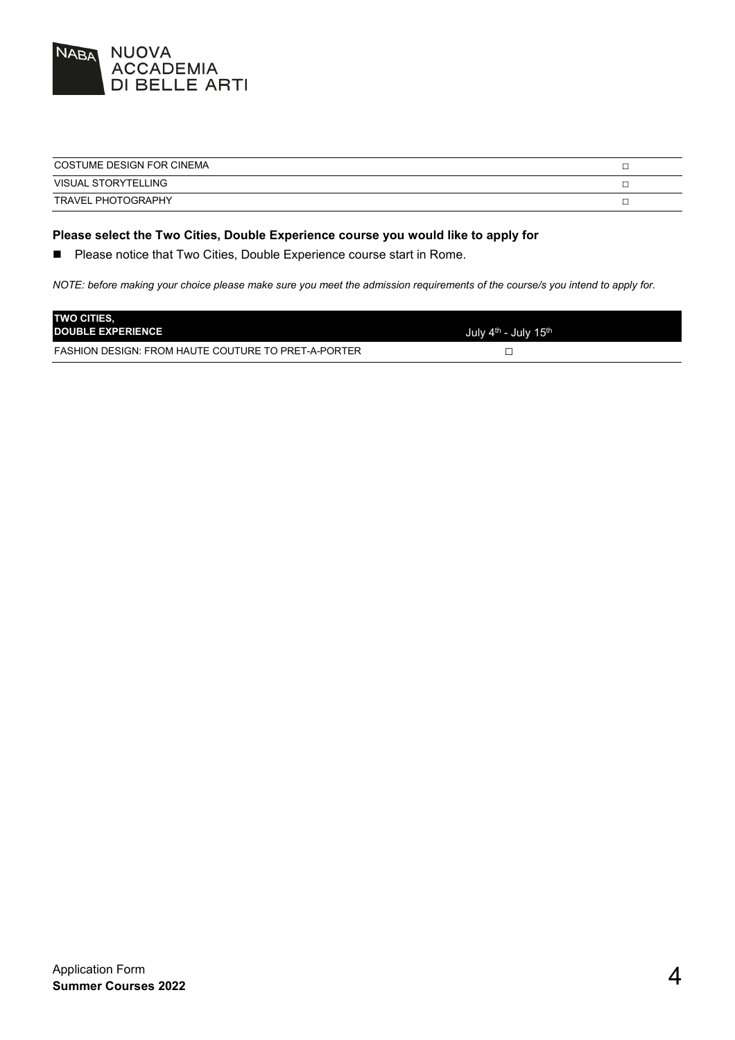| | |
|---|---|
| COSTUME DESIGN FOR CINEMA | ☐ |
| VISUAL STORYTELLING | ☐ |
| TRAVEL PHOTOGRAPHY | ☐ |

**Please select the Two Cities, Double Experience course you would like to apply for**

- Please notice that Two Cities, Double Experience course start in Rome.

*NOTE: before making your choice please make sure you meet the admission requirements of the course/s you intend to apply for.*

| **TWO CITIES, DOUBLE EXPERIENCE** | July 4th - July 15th |
|---|---|
| FASHION DESIGN: FROM HAUTE COUTURE TO PRET-A-PORTER | ☐ |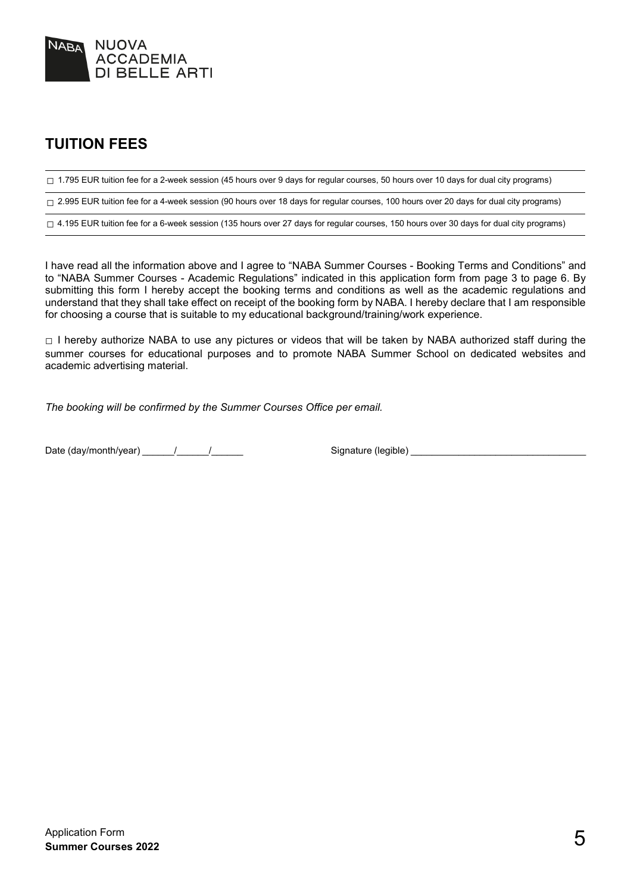## TUITION FEES

□ 1.795 EUR tuition fee for a 2-week session (45 hours over 9 days for regular courses, 50 hours over 10 days for dual city programs)

□ 2.995 EUR tuition fee for a 4-week session (90 hours over 18 days for regular courses, 100 hours over 20 days for dual city programs)

□ 4.195 EUR tuition fee for a 6-week session (135 hours over 27 days for regular courses, 150 hours over 30 days for dual city programs)

I have read all the information above and I agree to "NABA Summer Courses - Booking Terms and Conditions" and to "NABA Summer Courses - Academic Regulations" indicated in this application form from page 3 to page 6. By submitting this form I hereby accept the booking terms and conditions as well as the academic regulations and understand that they shall take effect on receipt of the booking form by NABA. I hereby declare that I am responsible for choosing a course that is suitable to my educational background/training/work experience.

□ I hereby authorize NABA to use any pictures or videos that will be taken by NABA authorized staff during the summer courses for educational purposes and to promote NABA Summer School on dedicated websites and academic advertising material.

*The booking will be confirmed by the Summer Courses Office per email.*

Date (day/month/year) ______/______/______ Signature (legible) ________________________________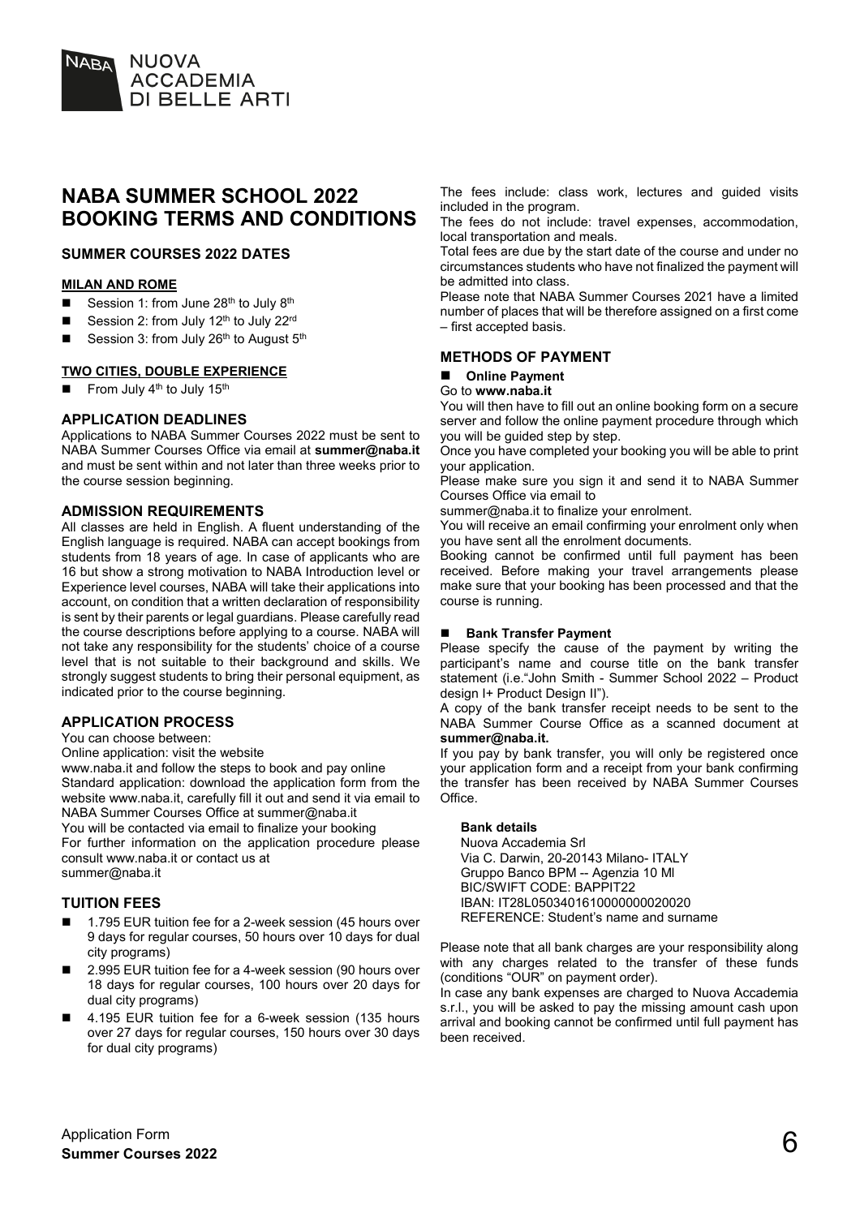# NABA SUMMER SCHOOL 2022 BOOKING TERMS AND CONDITIONS

## SUMMER COURSES 2022 DATES

**MILAN AND ROME**

- Session 1: from June 28th to July 8th
- Session 2: from July 12th to July 22rd
- Session 3: from July 26th to August 5th

**TWO CITIES, DOUBLE EXPERIENCE**

- From July 4th to July 15th

## APPLICATION DEADLINES

Applications to NABA Summer Courses 2022 must be sent to NABA Summer Courses Office via email at **summer@naba.it** and must be sent within and not later than three weeks prior to the course session beginning.

## ADMISSION REQUIREMENTS

All classes are held in English. A fluent understanding of the English language is required. NABA can accept bookings from students from 18 years of age. In case of applicants who are 16 but show a strong motivation to NABA Introduction level or Experience level courses, NABA will take their applications into account, on condition that a written declaration of responsibility is sent by their parents or legal guardians. Please carefully read the course descriptions before applying to a course. NABA will not take any responsibility for the students' choice of a course level that is not suitable to their background and skills. We strongly suggest students to bring their personal equipment, as indicated prior to the course beginning.

## APPLICATION PROCESS

You can choose between:

Online application: visit the website www.naba.it and follow the steps to book and pay online

Standard application: download the application form from the website www.naba.it, carefully fill it out and send it via email to NABA Summer Courses Office at summer@naba.it

You will be contacted via email to finalize your booking

For further information on the application procedure please consult www.naba.it or contact us at summer@naba.it

## TUITION FEES

- 1.795 EUR tuition fee for a 2-week session (45 hours over 9 days for regular courses, 50 hours over 10 days for dual city programs)
- 2.995 EUR tuition fee for a 4-week session (90 hours over 18 days for regular courses, 100 hours over 20 days for dual city programs)
- 4.195 EUR tuition fee for a 6-week session (135 hours over 27 days for regular courses, 150 hours over 30 days for dual city programs)

The fees include: class work, lectures and guided visits included in the program.

The fees do not include: travel expenses, accommodation, local transportation and meals.

Total fees are due by the start date of the course and under no circumstances students who have not finalized the payment will be admitted into class.

Please note that NABA Summer Courses 2021 have a limited number of places that will be therefore assigned on a first come – first accepted basis.

## METHODS OF PAYMENT

- **Online Payment**

Go to **www.naba.it**

You will then have to fill out an online booking form on a secure server and follow the online payment procedure through which you will be guided step by step.

Once you have completed your booking you will be able to print your application.

Please make sure you sign it and send it to NABA Summer Courses Office via email to summer@naba.it to finalize your enrolment.

You will receive an email confirming your enrolment only when you have sent all the enrolment documents.

Booking cannot be confirmed until full payment has been received. Before making your travel arrangements please make sure that your booking has been processed and that the course is running.

- **Bank Transfer Payment**

Please specify the cause of the payment by writing the participant's name and course title on the bank transfer statement (i.e."John Smith - Summer School 2022 – Product design I+ Product Design II").

A copy of the bank transfer receipt needs to be sent to the NABA Summer Course Office as a scanned document at **summer@naba.it.**

If you pay by bank transfer, you will only be registered once your application form and a receipt from your bank confirming the transfer has been received by NABA Summer Courses Office.

**Bank details**
Nuova Accademia Srl
Via C. Darwin, 20-20143 Milano- ITALY
Gruppo Banco BPM -- Agenzia 10 MI
BIC/SWIFT CODE: BAPPIT22
IBAN: IT28L0503401610000000020020
REFERENCE: Student's name and surname

Please note that all bank charges are your responsibility along with any charges related to the transfer of these funds (conditions "OUR" on payment order).

In case any bank expenses are charged to Nuova Accademia s.r.l., you will be asked to pay the missing amount cash upon arrival and booking cannot be confirmed until full payment has been received.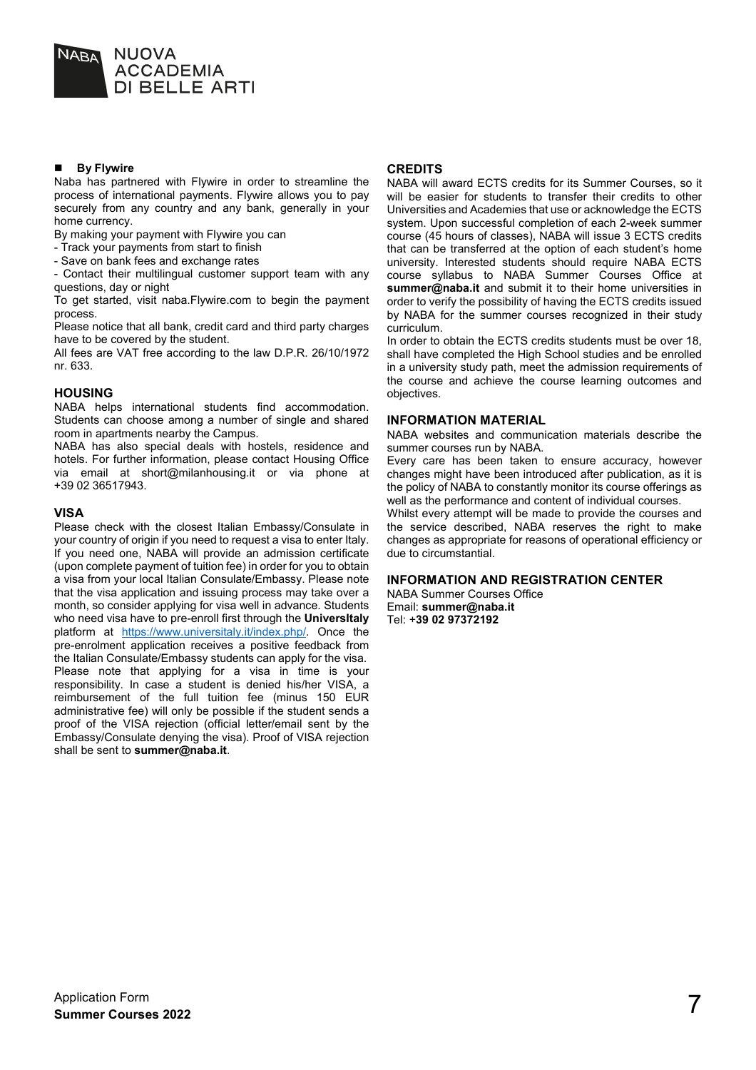- **By Flywire**

Naba has partnered with Flywire in order to streamline the process of international payments. Flywire allows you to pay securely from any country and any bank, generally in your home currency.

By making your payment with Flywire you can

- Track your payments from start to finish
- Save on bank fees and exchange rates
- Contact their multilingual customer support team with any questions, day or night

To get started, visit naba.Flywire.com to begin the payment process.

Please notice that all bank, credit card and third party charges have to be covered by the student.

All fees are VAT free according to the law D.P.R. 26/10/1972 nr. 633.

## HOUSING

NABA helps international students find accommodation. Students can choose among a number of single and shared room in apartments nearby the Campus.

NABA has also special deals with hostels, residence and hotels. For further information, please contact Housing Office via email at short@milanhousing.it or via phone at +39 02 36517943.

## VISA

Please check with the closest Italian Embassy/Consulate in your country of origin if you need to request a visa to enter Italy. If you need one, NABA will provide an admission certificate (upon complete payment of tuition fee) in order for you to obtain a visa from your local Italian Consulate/Embassy. Please note that the visa application and issuing process may take over a month, so consider applying for visa well in advance. Students who need visa have to pre-enroll first through the **UniversItaly** platform at https://www.universitaly.it/index.php/. Once the pre-enrolment application receives a positive feedback from the Italian Consulate/Embassy students can apply for the visa. Please note that applying for a visa in time is your responsibility. In case a student is denied his/her VISA, a reimbursement of the full tuition fee (minus 150 EUR administrative fee) will only be possible if the student sends a proof of the VISA rejection (official letter/email sent by the Embassy/Consulate denying the visa). Proof of VISA rejection shall be sent to **summer@naba.it**.

## CREDITS

NABA will award ECTS credits for its Summer Courses, so it will be easier for students to transfer their credits to other Universities and Academies that use or acknowledge the ECTS system. Upon successful completion of each 2-week summer course (45 hours of classes), NABA will issue 3 ECTS credits that can be transferred at the option of each student's home university. Interested students should require NABA ECTS course syllabus to NABA Summer Courses Office at **summer@naba.it** and submit it to their home universities in order to verify the possibility of having the ECTS credits issued by NABA for the summer courses recognized in their study curriculum.

In order to obtain the ECTS credits students must be over 18, shall have completed the High School studies and be enrolled in a university study path, meet the admission requirements of the course and achieve the course learning outcomes and objectives.

## INFORMATION MATERIAL

NABA websites and communication materials describe the summer courses run by NABA.

Every care has been taken to ensure accuracy, however changes might have been introduced after publication, as it is the policy of NABA to constantly monitor its course offerings as well as the performance and content of individual courses.

Whilst every attempt will be made to provide the courses and the service described, NABA reserves the right to make changes as appropriate for reasons of operational efficiency or due to circumstantial.

## INFORMATION AND REGISTRATION CENTER

NABA Summer Courses Office  
Email: **summer@naba.it**  
Tel: +**39 02 97372192**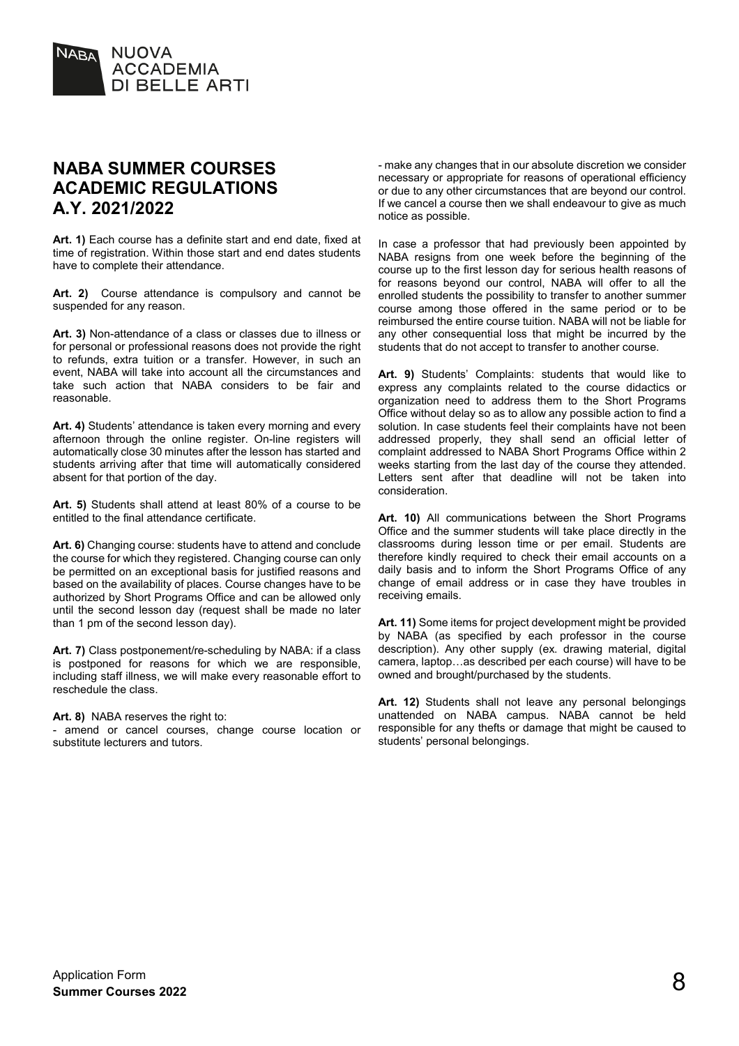# NABA SUMMER COURSES ACADEMIC REGULATIONS A.Y. 2021/2022

**Art. 1)** Each course has a definite start and end date, fixed at time of registration. Within those start and end dates students have to complete their attendance.

**Art. 2)** Course attendance is compulsory and cannot be suspended for any reason.

**Art. 3)** Non-attendance of a class or classes due to illness or for personal or professional reasons does not provide the right to refunds, extra tuition or a transfer. However, in such an event, NABA will take into account all the circumstances and take such action that NABA considers to be fair and reasonable.

**Art. 4)** Students' attendance is taken every morning and every afternoon through the online register. On-line registers will automatically close 30 minutes after the lesson has started and students arriving after that time will automatically considered absent for that portion of the day.

**Art. 5)** Students shall attend at least 80% of a course to be entitled to the final attendance certificate.

**Art. 6)** Changing course: students have to attend and conclude the course for which they registered. Changing course can only be permitted on an exceptional basis for justified reasons and based on the availability of places. Course changes have to be authorized by Short Programs Office and can be allowed only until the second lesson day (request shall be made no later than 1 pm of the second lesson day).

**Art. 7)** Class postponement/re-scheduling by NABA: if a class is postponed for reasons for which we are responsible, including staff illness, we will make every reasonable effort to reschedule the class.

**Art. 8)** NABA reserves the right to:

- amend or cancel courses, change course location or substitute lecturers and tutors.
- make any changes that in our absolute discretion we consider necessary or appropriate for reasons of operational efficiency or due to any other circumstances that are beyond our control. If we cancel a course then we shall endeavour to give as much notice as possible.

In case a professor that had previously been appointed by NABA resigns from one week before the beginning of the course up to the first lesson day for serious health reasons of for reasons beyond our control, NABA will offer to all the enrolled students the possibility to transfer to another summer course among those offered in the same period or to be reimbursed the entire course tuition. NABA will not be liable for any other consequential loss that might be incurred by the students that do not accept to transfer to another course.

**Art. 9)** Students' Complaints: students that would like to express any complaints related to the course didactics or organization need to address them to the Short Programs Office without delay so as to allow any possible action to find a solution. In case students feel their complaints have not been addressed properly, they shall send an official letter of complaint addressed to NABA Short Programs Office within 2 weeks starting from the last day of the course they attended. Letters sent after that deadline will not be taken into consideration.

**Art. 10)** All communications between the Short Programs Office and the summer students will take place directly in the classrooms during lesson time or per email. Students are therefore kindly required to check their email accounts on a daily basis and to inform the Short Programs Office of any change of email address or in case they have troubles in receiving emails.

**Art. 11)** Some items for project development might be provided by NABA (as specified by each professor in the course description). Any other supply (ex. drawing material, digital camera, laptop…as described per each course) will have to be owned and brought/purchased by the students.

**Art. 12)** Students shall not leave any personal belongings unattended on NABA campus. NABA cannot be held responsible for any thefts or damage that might be caused to students' personal belongings.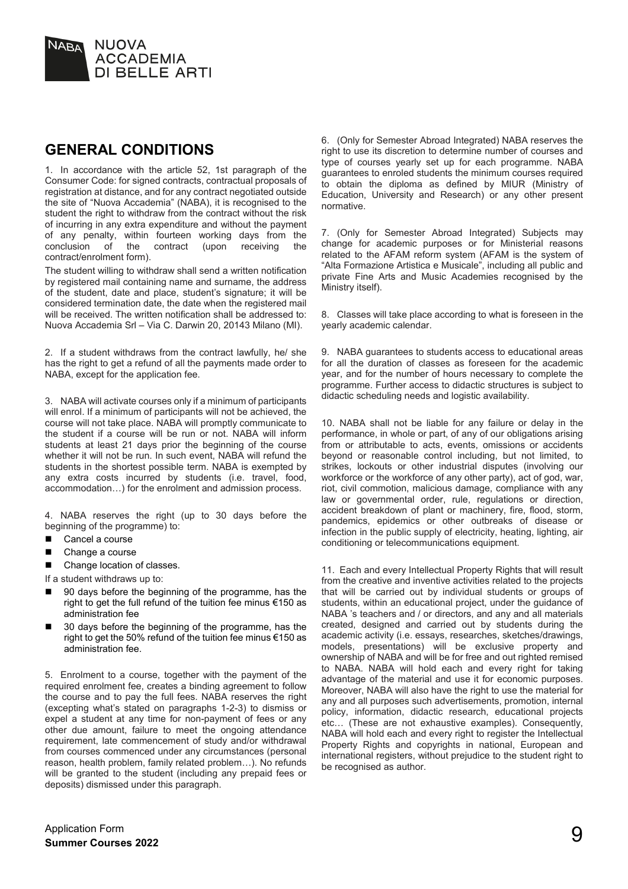## GENERAL CONDITIONS

1. In accordance with the article 52, 1st paragraph of the Consumer Code: for signed contracts, contractual proposals of registration at distance, and for any contract negotiated outside the site of "Nuova Accademia" (NABA), it is recognised to the student the right to withdraw from the contract without the risk of incurring in any extra expenditure and without the payment of any penalty, within fourteen working days from the conclusion of the contract (upon receiving the contract/enrolment form).

The student willing to withdraw shall send a written notification by registered mail containing name and surname, the address of the student, date and place, student's signature; it will be considered termination date, the date when the registered mail will be received. The written notification shall be addressed to: Nuova Accademia Srl – Via C. Darwin 20, 20143 Milano (MI).

2. If a student withdraws from the contract lawfully, he/ she has the right to get a refund of all the payments made order to NABA, except for the application fee.

3. NABA will activate courses only if a minimum of participants will enrol. If a minimum of participants will not be achieved, the course will not take place. NABA will promptly communicate to the student if a course will be run or not. NABA will inform students at least 21 days prior the beginning of the course whether it will not be run. In such event, NABA will refund the students in the shortest possible term. NABA is exempted by any extra costs incurred by students (i.e. travel, food, accommodation…) for the enrolment and admission process.

4. NABA reserves the right (up to 30 days before the beginning of the programme) to:

- Cancel a course
- Change a course
- Change location of classes.

If a student withdraws up to:

- 90 days before the beginning of the programme, has the right to get the full refund of the tuition fee minus €150 as administration fee
- 30 days before the beginning of the programme, has the right to get the 50% refund of the tuition fee minus €150 as administration fee.

5. Enrolment to a course, together with the payment of the required enrolment fee, creates a binding agreement to follow the course and to pay the full fees. NABA reserves the right (excepting what's stated on paragraphs 1-2-3) to dismiss or expel a student at any time for non-payment of fees or any other due amount, failure to meet the ongoing attendance requirement, late commencement of study and/or withdrawal from courses commenced under any circumstances (personal reason, health problem, family related problem…). No refunds will be granted to the student (including any prepaid fees or deposits) dismissed under this paragraph.

6. (Only for Semester Abroad Integrated) NABA reserves the right to use its discretion to determine number of courses and type of courses yearly set up for each programme. NABA guarantees to enroled students the minimum courses required to obtain the diploma as defined by MIUR (Ministry of Education, University and Research) or any other present normative.

7. (Only for Semester Abroad Integrated) Subjects may change for academic purposes or for Ministerial reasons related to the AFAM reform system (AFAM is the system of "Alta Formazione Artistica e Musicale", including all public and private Fine Arts and Music Academies recognised by the Ministry itself).

8. Classes will take place according to what is foreseen in the yearly academic calendar.

9. NABA guarantees to students access to educational areas for all the duration of classes as foreseen for the academic year, and for the number of hours necessary to complete the programme. Further access to didactic structures is subject to didactic scheduling needs and logistic availability.

10. NABA shall not be liable for any failure or delay in the performance, in whole or part, of any of our obligations arising from or attributable to acts, events, omissions or accidents beyond or reasonable control including, but not limited, to strikes, lockouts or other industrial disputes (involving our workforce or the workforce of any other party), act of god, war, riot, civil commotion, malicious damage, compliance with any law or governmental order, rule, regulations or direction, accident breakdown of plant or machinery, fire, flood, storm, pandemics, epidemics or other outbreaks of disease or infection in the public supply of electricity, heating, lighting, air conditioning or telecommunications equipment.

11. Each and every Intellectual Property Rights that will result from the creative and inventive activities related to the projects that will be carried out by individual students or groups of students, within an educational project, under the guidance of NABA 's teachers and / or directors, and any and all materials created, designed and carried out by students during the academic activity (i.e. essays, researches, sketches/drawings, models, presentations) will be exclusive property and ownership of NABA and will be for free and out righted remised to NABA. NABA will hold each and every right for taking advantage of the material and use it for economic purposes. Moreover, NABA will also have the right to use the material for any and all purposes such advertisements, promotion, internal policy, information, didactic research, educational projects etc… (These are not exhaustive examples). Consequently, NABA will hold each and every right to register the Intellectual Property Rights and copyrights in national, European and international registers, without prejudice to the student right to be recognised as author.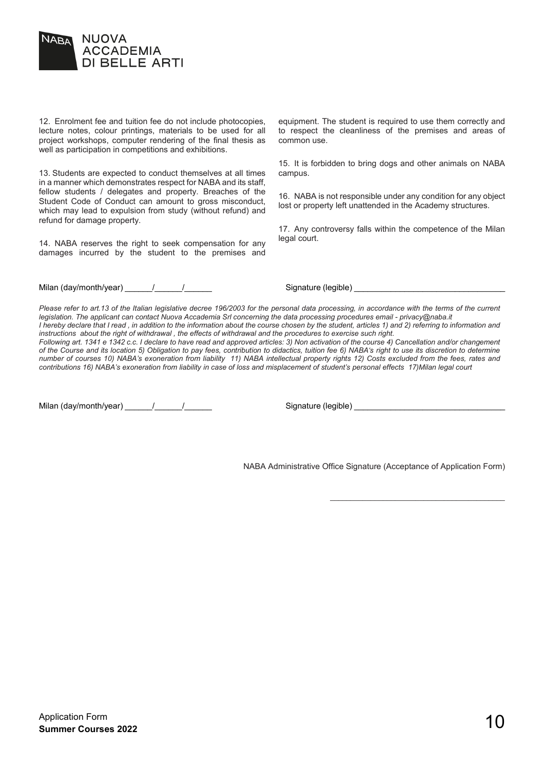12. Enrolment fee and tuition fee do not include photocopies, lecture notes, colour printings, materials to be used for all project workshops, computer rendering of the final thesis as well as participation in competitions and exhibitions.

13. Students are expected to conduct themselves at all times in a manner which demonstrates respect for NABA and its staff, fellow students / delegates and property. Breaches of the Student Code of Conduct can amount to gross misconduct, which may lead to expulsion from study (without refund) and refund for damage property.

14. NABA reserves the right to seek compensation for any damages incurred by the student to the premises and equipment. The student is required to use them correctly and to respect the cleanliness of the premises and areas of common use.

15. It is forbidden to bring dogs and other animals on NABA campus.

16. NABA is not responsible under any condition for any object lost or property left unattended in the Academy structures.

17. Any controversy falls within the competence of the Milan legal court.

Milan (day/month/year) ______/______/______ Signature (legible) _________________________________

*Please refer to art.13 of the Italian legislative decree 196/2003 for the personal data processing, in accordance with the terms of the current legislation. The applicant can contact Nuova Accademia Srl concerning the data processing procedures email - privacy@naba.it*
*I hereby declare that I read , in addition to the information about the course chosen by the student, articles 1) and 2) referring to information and instructions about the right of withdrawal , the effects of withdrawal and the procedures to exercise such right.*
*Following art. 1341 e 1342 c.c. I declare to have read and approved articles: 3) Non activation of the course 4) Cancellation and/or changement of the Course and its location 5) Obligation to pay fees, contribution to didactics, tuition fee 6) NABA's right to use its discretion to determine number of courses 10) NABA's exoneration from liability 11) NABA intellectual property rights 12) Costs excluded from the fees, rates and contributions 16) NABA's exoneration from liability in case of loss and misplacement of student's personal effects 17)Milan legal court*

Milan (day/month/year) ______/______/______ Signature (legible) _________________________________

NABA Administrative Office Signature (Acceptance of Application Form)

_____________________________________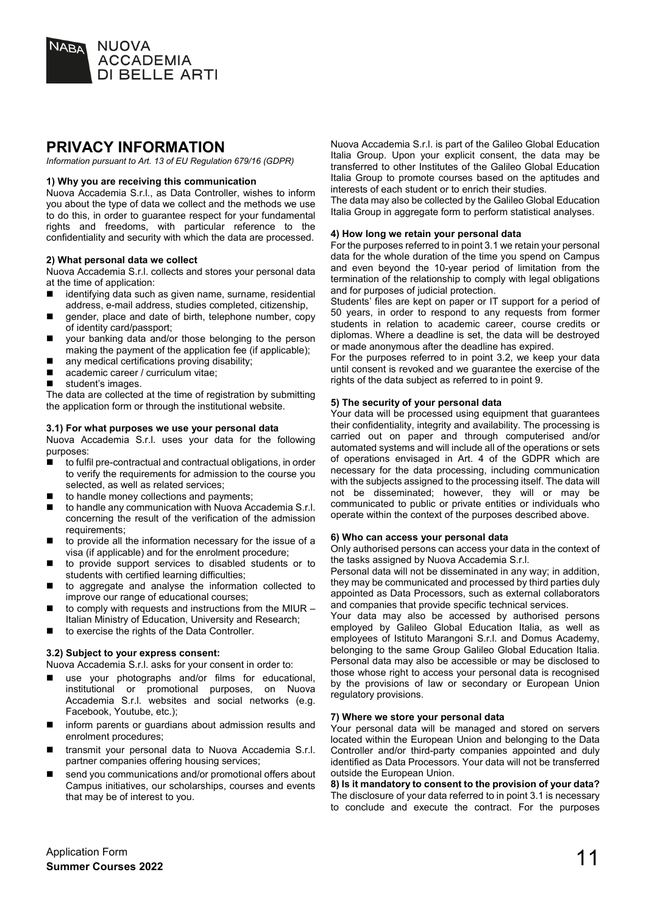# PRIVACY INFORMATION

*Information pursuant to Art. 13 of EU Regulation 679/16 (GDPR)*

**1) Why you are receiving this communication**

Nuova Accademia S.r.l., as Data Controller, wishes to inform you about the type of data we collect and the methods we use to do this, in order to guarantee respect for your fundamental rights and freedoms, with particular reference to the confidentiality and security with which the data are processed.

**2) What personal data we collect**

Nuova Accademia S.r.l. collects and stores your personal data at the time of application:

- identifying data such as given name, surname, residential address, e-mail address, studies completed, citizenship,
- gender, place and date of birth, telephone number, copy of identity card/passport;
- your banking data and/or those belonging to the person making the payment of the application fee (if applicable);
- any medical certifications proving disability;
- academic career / curriculum vitae;
- student's images.

The data are collected at the time of registration by submitting the application form or through the institutional website.

**3.1) For what purposes we use your personal data**

Nuova Accademia S.r.l. uses your data for the following purposes:

- to fulfil pre-contractual and contractual obligations, in order to verify the requirements for admission to the course you selected, as well as related services;
- to handle money collections and payments;
- to handle any communication with Nuova Accademia S.r.l. concerning the result of the verification of the admission requirements;
- to provide all the information necessary for the issue of a visa (if applicable) and for the enrolment procedure;
- to provide support services to disabled students or to students with certified learning difficulties;
- to aggregate and analyse the information collected to improve our range of educational courses;
- to comply with requests and instructions from the MIUR – Italian Ministry of Education, University and Research;
- to exercise the rights of the Data Controller.

**3.2) Subject to your express consent:**

Nuova Accademia S.r.l. asks for your consent in order to:

- use your photographs and/or films for educational, institutional or promotional purposes, on Nuova Accademia S.r.l. websites and social networks (e.g. Facebook, Youtube, etc.);
- inform parents or guardians about admission results and enrolment procedures;
- transmit your personal data to Nuova Accademia S.r.l. partner companies offering housing services;
- send you communications and/or promotional offers about Campus initiatives, our scholarships, courses and events that may be of interest to you.

Nuova Accademia S.r.l. is part of the Galileo Global Education Italia Group. Upon your explicit consent, the data may be transferred to other Institutes of the Galileo Global Education Italia Group to promote courses based on the aptitudes and interests of each student or to enrich their studies.

The data may also be collected by the Galileo Global Education Italia Group in aggregate form to perform statistical analyses.

**4) How long we retain your personal data**

For the purposes referred to in point 3.1 we retain your personal data for the whole duration of the time you spend on Campus and even beyond the 10-year period of limitation from the termination of the relationship to comply with legal obligations and for purposes of judicial protection.

Students' files are kept on paper or IT support for a period of 50 years, in order to respond to any requests from former students in relation to academic career, course credits or diplomas. Where a deadline is set, the data will be destroyed or made anonymous after the deadline has expired.

For the purposes referred to in point 3.2, we keep your data until consent is revoked and we guarantee the exercise of the rights of the data subject as referred to in point 9.

**5) The security of your personal data**

Your data will be processed using equipment that guarantees their confidentiality, integrity and availability. The processing is carried out on paper and through computerised and/or automated systems and will include all of the operations or sets of operations envisaged in Art. 4 of the GDPR which are necessary for the data processing, including communication with the subjects assigned to the processing itself. The data will not be disseminated; however, they will or may be communicated to public or private entities or individuals who operate within the context of the purposes described above.

**6) Who can access your personal data**

Only authorised persons can access your data in the context of the tasks assigned by Nuova Accademia S.r.l.

Personal data will not be disseminated in any way; in addition, they may be communicated and processed by third parties duly appointed as Data Processors, such as external collaborators and companies that provide specific technical services.

Your data may also be accessed by authorised persons employed by Galileo Global Education Italia, as well as employees of Istituto Marangoni S.r.l. and Domus Academy, belonging to the same Group Galileo Global Education Italia. Personal data may also be accessible or may be disclosed to those whose right to access your personal data is recognised by the provisions of law or secondary or European Union regulatory provisions.

**7) Where we store your personal data**

Your personal data will be managed and stored on servers located within the European Union and belonging to the Data Controller and/or third-party companies appointed and duly identified as Data Processors. Your data will not be transferred outside the European Union.

**8) Is it mandatory to consent to the provision of your data?**

The disclosure of your data referred to in point 3.1 is necessary to conclude and execute the contract. For the purposes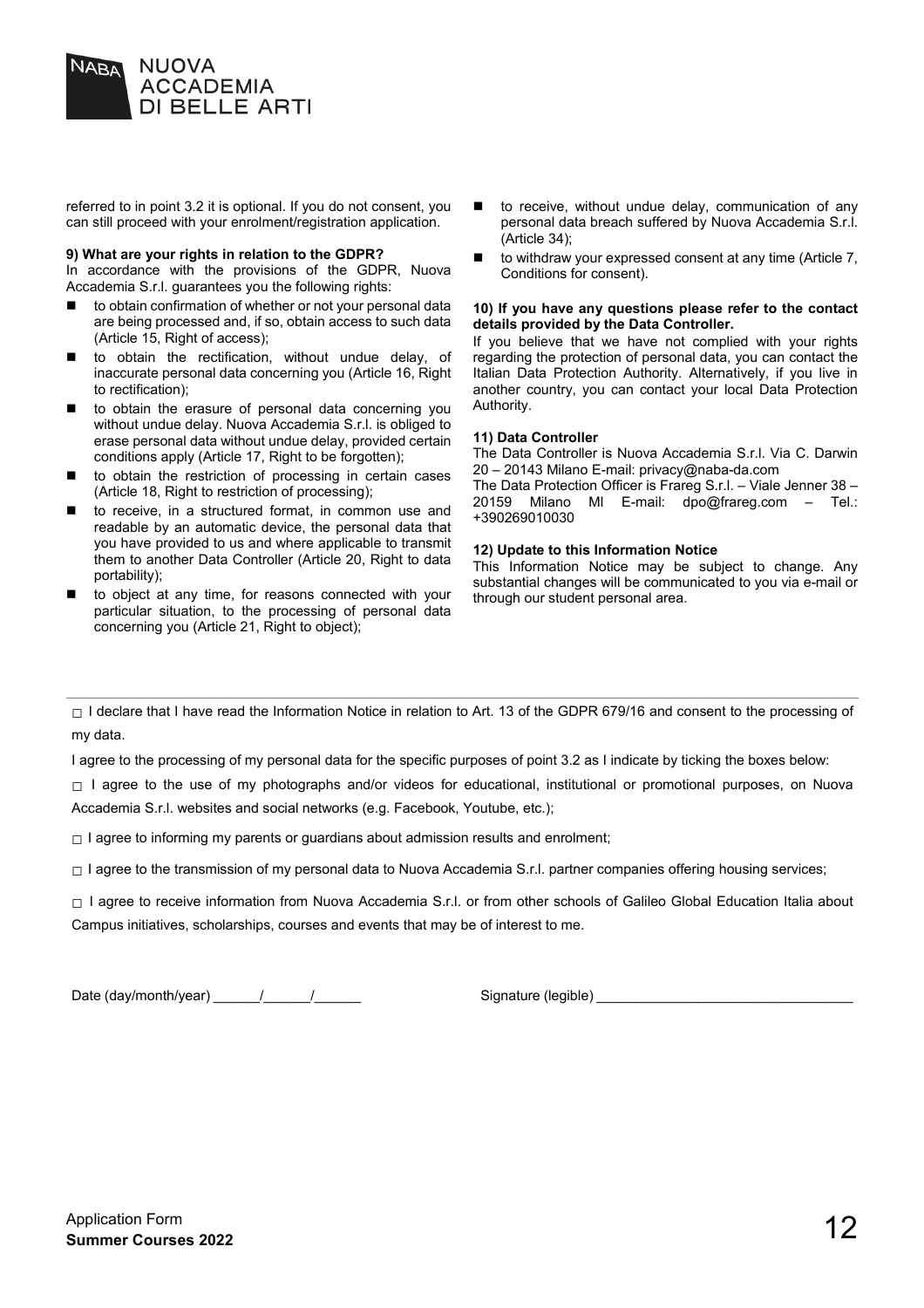referred to in point 3.2 it is optional. If you do not consent, you can still proceed with your enrolment/registration application.

**9) What are your rights in relation to the GDPR?**

In accordance with the provisions of the GDPR, Nuova Accademia S.r.l. guarantees you the following rights:

- to obtain confirmation of whether or not your personal data are being processed and, if so, obtain access to such data (Article 15, Right of access);
- to obtain the rectification, without undue delay, of inaccurate personal data concerning you (Article 16, Right to rectification);
- to obtain the erasure of personal data concerning you without undue delay. Nuova Accademia S.r.l. is obliged to erase personal data without undue delay, provided certain conditions apply (Article 17, Right to be forgotten);
- to obtain the restriction of processing in certain cases (Article 18, Right to restriction of processing);
- to receive, in a structured format, in common use and readable by an automatic device, the personal data that you have provided to us and where applicable to transmit them to another Data Controller (Article 20, Right to data portability);
- to object at any time, for reasons connected with your particular situation, to the processing of personal data concerning you (Article 21, Right to object);
- to receive, without undue delay, communication of any personal data breach suffered by Nuova Accademia S.r.l. (Article 34);
- to withdraw your expressed consent at any time (Article 7, Conditions for consent).

**10) If you have any questions please refer to the contact details provided by the Data Controller.**

If you believe that we have not complied with your rights regarding the protection of personal data, you can contact the Italian Data Protection Authority. Alternatively, if you live in another country, you can contact your local Data Protection Authority.

**11) Data Controller**

The Data Controller is Nuova Accademia S.r.l. Via C. Darwin 20 – 20143 Milano E-mail: privacy@naba-da.com

The Data Protection Officer is Frareg S.r.l. – Viale Jenner 38 – 20159 Milano MI E-mail: dpo@frareg.com – Tel.: +390269010030

**12) Update to this Information Notice**

This Information Notice may be subject to change. Any substantial changes will be communicated to you via e-mail or through our student personal area.

---

□ I declare that I have read the Information Notice in relation to Art. 13 of the GDPR 679/16 and consent to the processing of my data.

I agree to the processing of my personal data for the specific purposes of point 3.2 as I indicate by ticking the boxes below:

□ I agree to the use of my photographs and/or videos for educational, institutional or promotional purposes, on Nuova Accademia S.r.l. websites and social networks (e.g. Facebook, Youtube, etc.);

□ I agree to informing my parents or guardians about admission results and enrolment;

□ I agree to the transmission of my personal data to Nuova Accademia S.r.l. partner companies offering housing services;

□ I agree to receive information from Nuova Accademia S.r.l. or from other schools of Galileo Global Education Italia about Campus initiatives, scholarships, courses and events that may be of interest to me.

Date (day/month/year) ______/______/______ Signature (legible) _________________________________